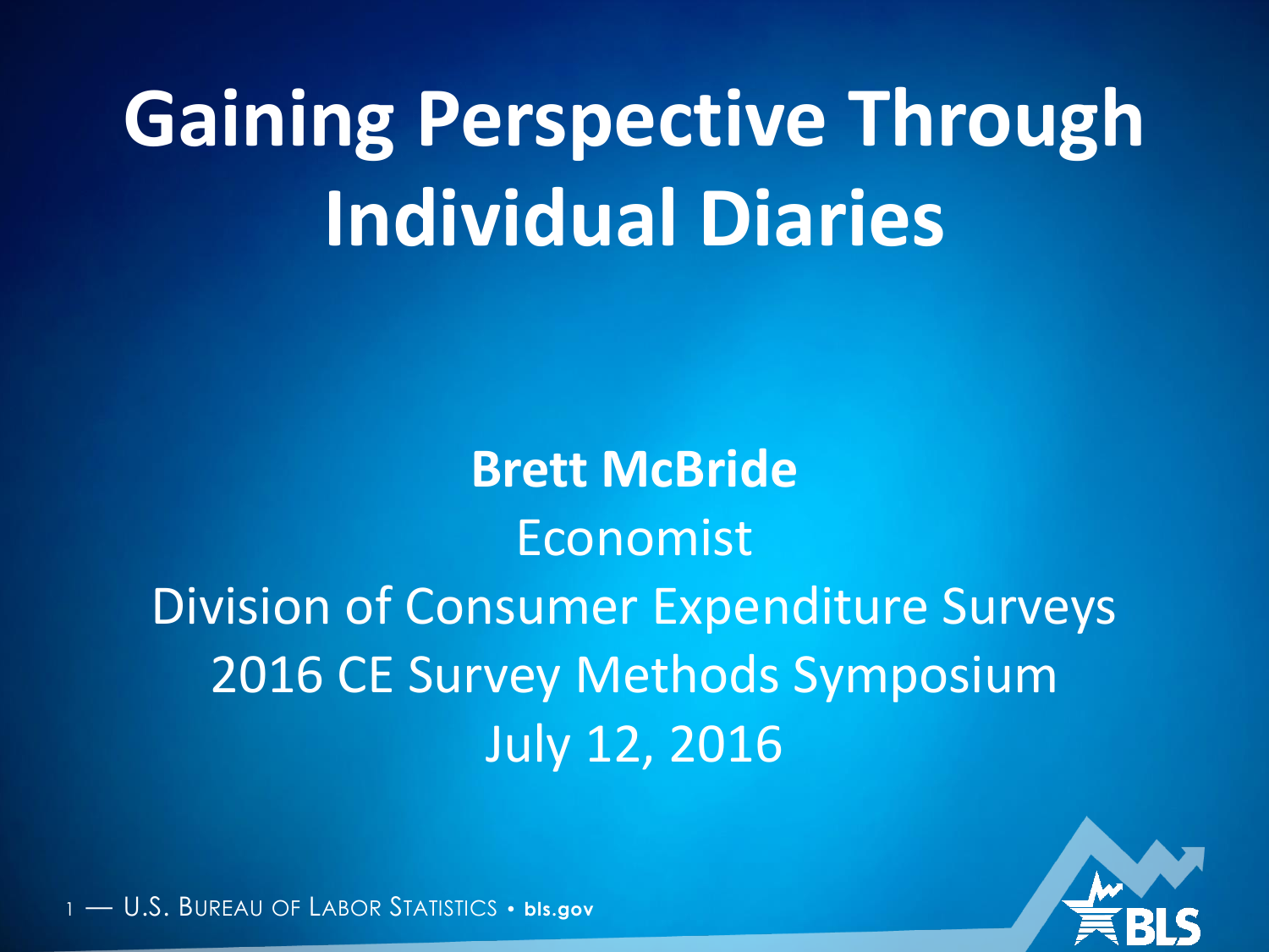# Gaining Perspective Through Individual Diaries

**Brett McBride**

Economist

Division of Consumer Expenditure Surveys

2016 CE Survey Methods Symposium

July 12, 2016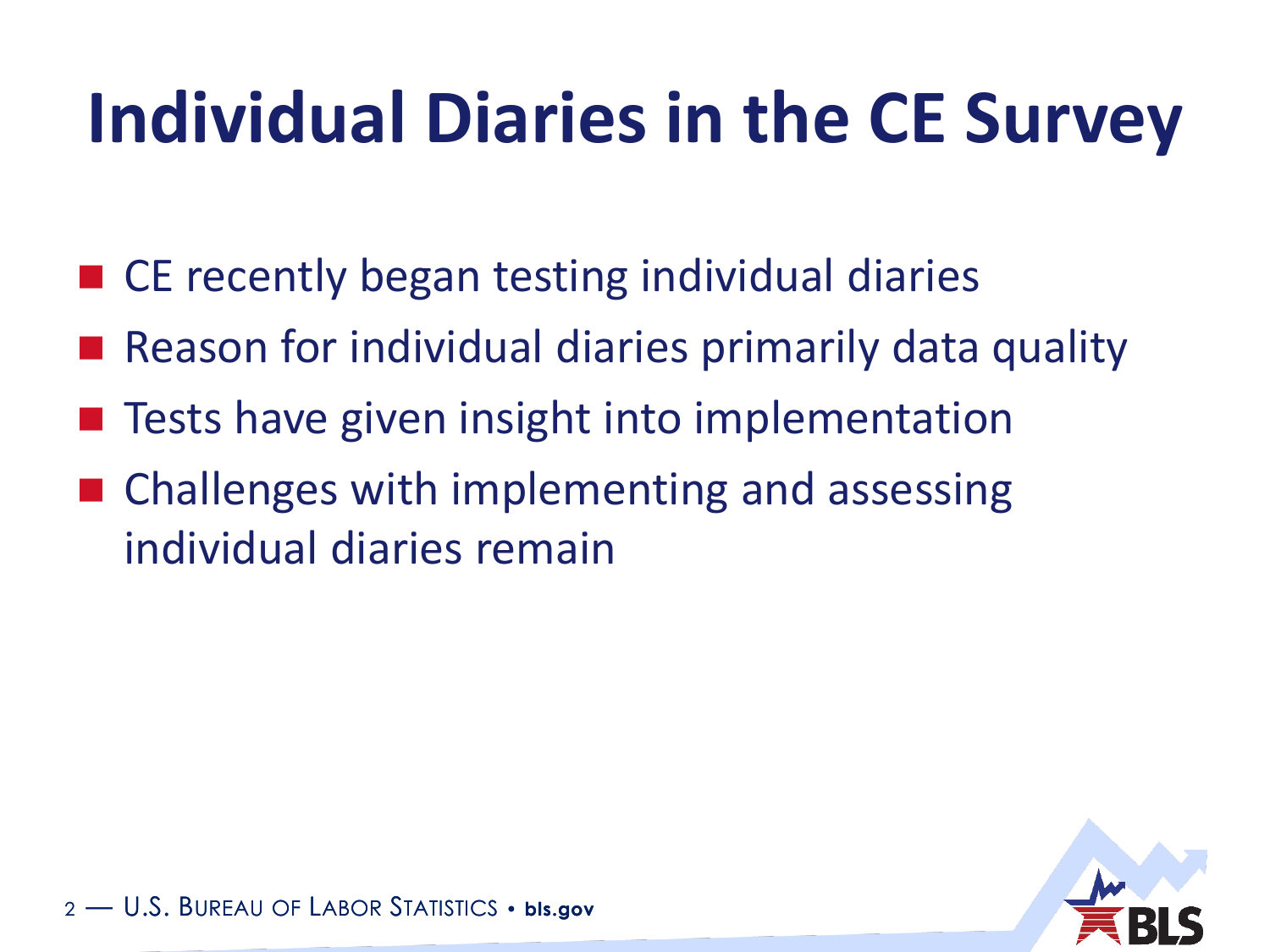# Individual Diaries in the CE Survey

- CE recently began testing individual diaries
- Reason for individual diaries primarily data quality
- Tests have given insight into implementation
- Challenges with implementing and assessing individual diaries remain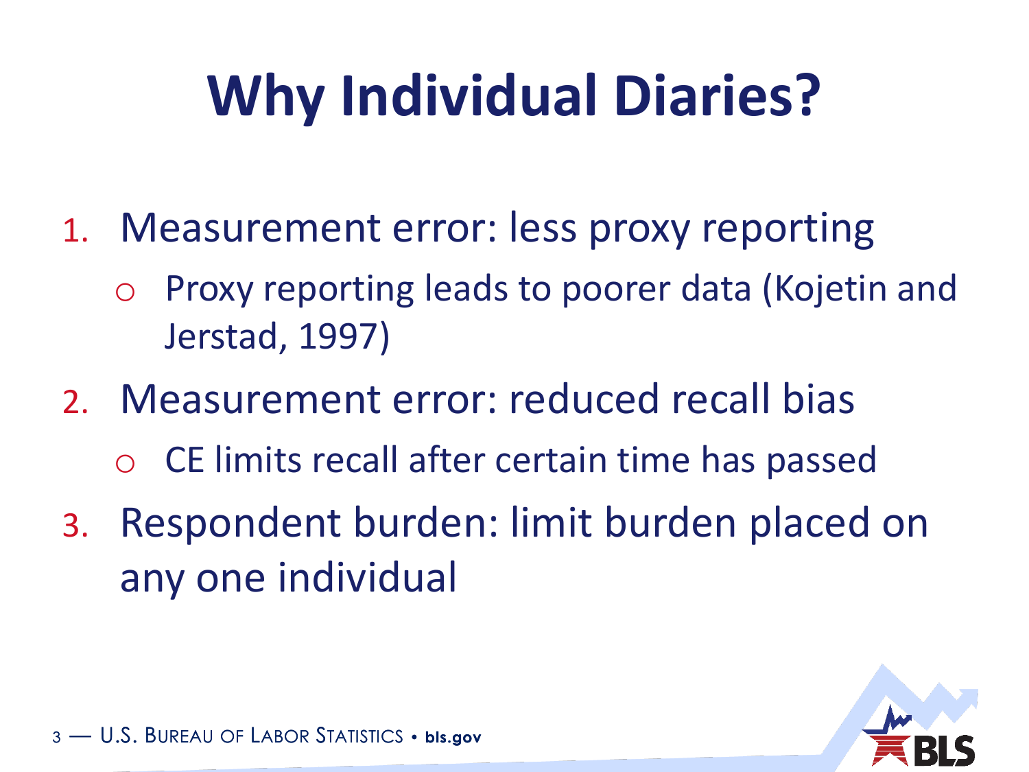# Why Individual Diaries?

1. Measurement error: less proxy reporting
   - Proxy reporting leads to poorer data (Kojetin and Jerstad, 1997)
2. Measurement error: reduced recall bias
   - CE limits recall after certain time has passed
3. Respondent burden: limit burden placed on any one individual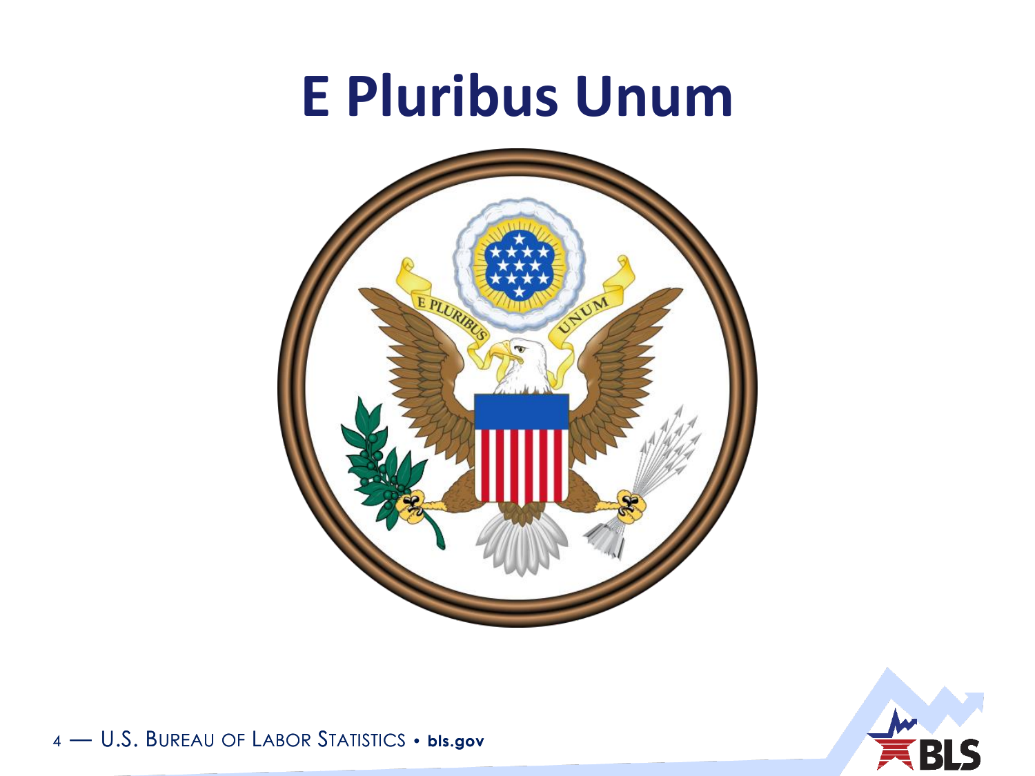# E Pluribus Unum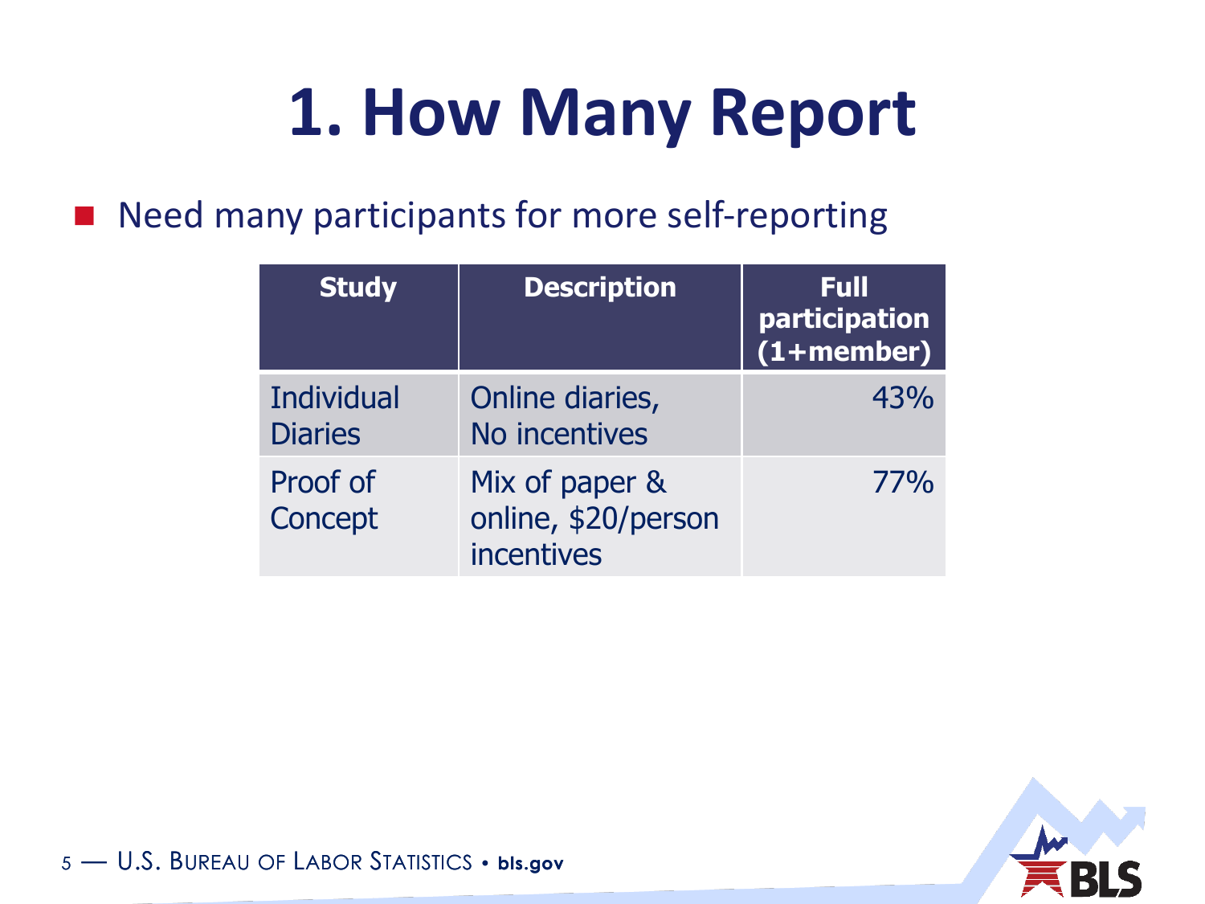# 1. How Many Report

- Need many participants for more self-reporting

| Study | Description | Full participation (1+member) |
|---|---|---|
| Individual Diaries | Online diaries, No incentives | 43% |
| Proof of Concept | Mix of paper & online, $20/person incentives | 77% |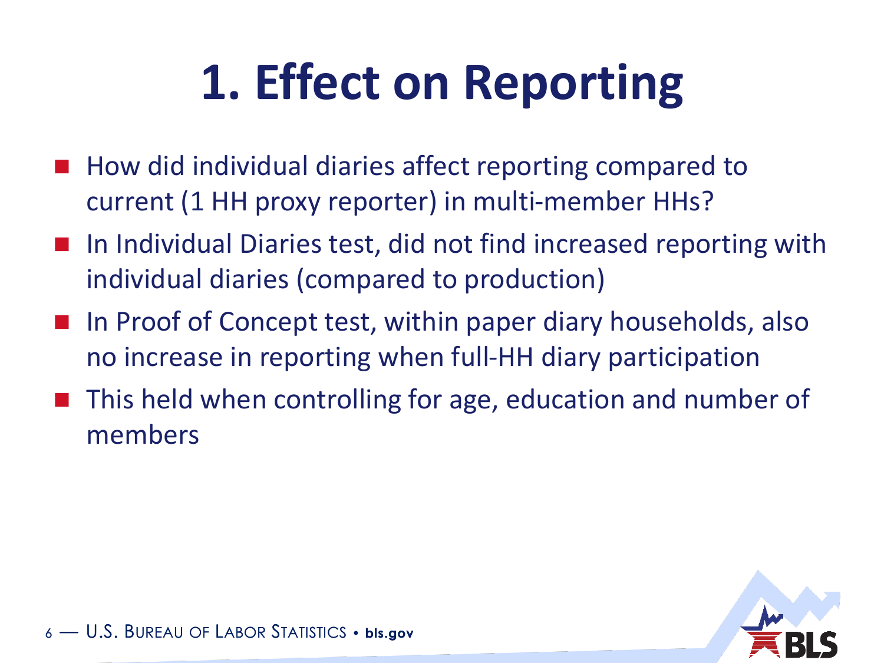# 1. Effect on Reporting

- How did individual diaries affect reporting compared to current (1 HH proxy reporter) in multi-member HHs?
- In Individual Diaries test, did not find increased reporting with individual diaries (compared to production)
- In Proof of Concept test, within paper diary households, also no increase in reporting when full-HH diary participation
- This held when controlling for age, education and number of members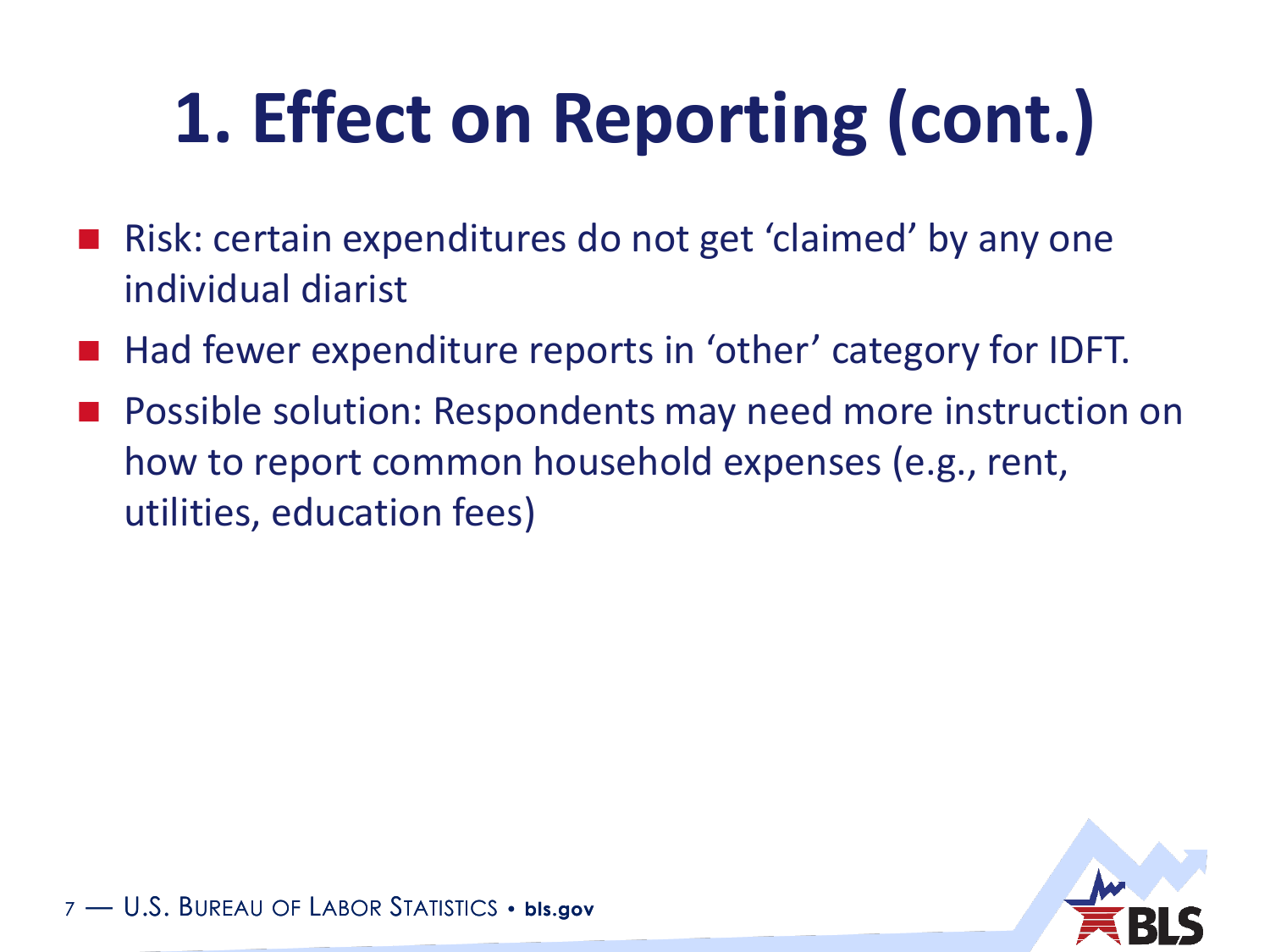# 1. Effect on Reporting (cont.)

- Risk: certain expenditures do not get ‘claimed’ by any one individual diarist
- Had fewer expenditure reports in ‘other’ category for IDFT.
- Possible solution: Respondents may need more instruction on how to report common household expenses (e.g., rent, utilities, education fees)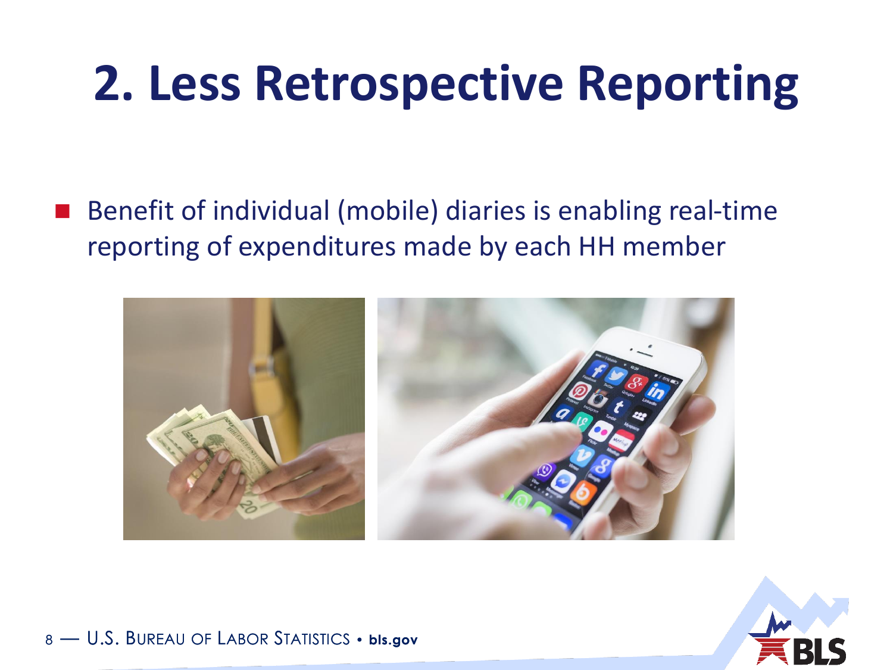# 2. Less Retrospective Reporting

- Benefit of individual (mobile) diaries is enabling real-time reporting of expenditures made by each HH member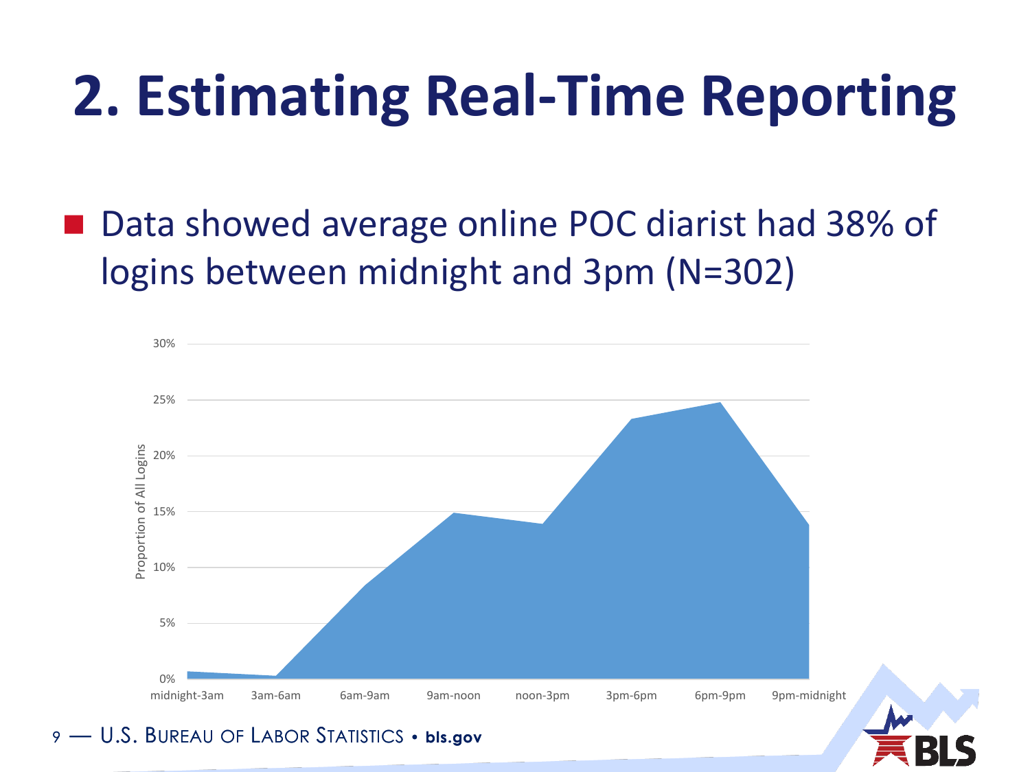# 2. Estimating Real-Time Reporting

- Data showed average online POC diarist had 38% of logins between midnight and 3pm (N=302)

Proportion of All Logins

30%
25%
20%
15%
10%
5%
0%

midnight-3am | 3am-6am | 6am-9am | 9am-noon | noon-3pm | 3pm-6pm | 6pm-9pm | 9pm-midnight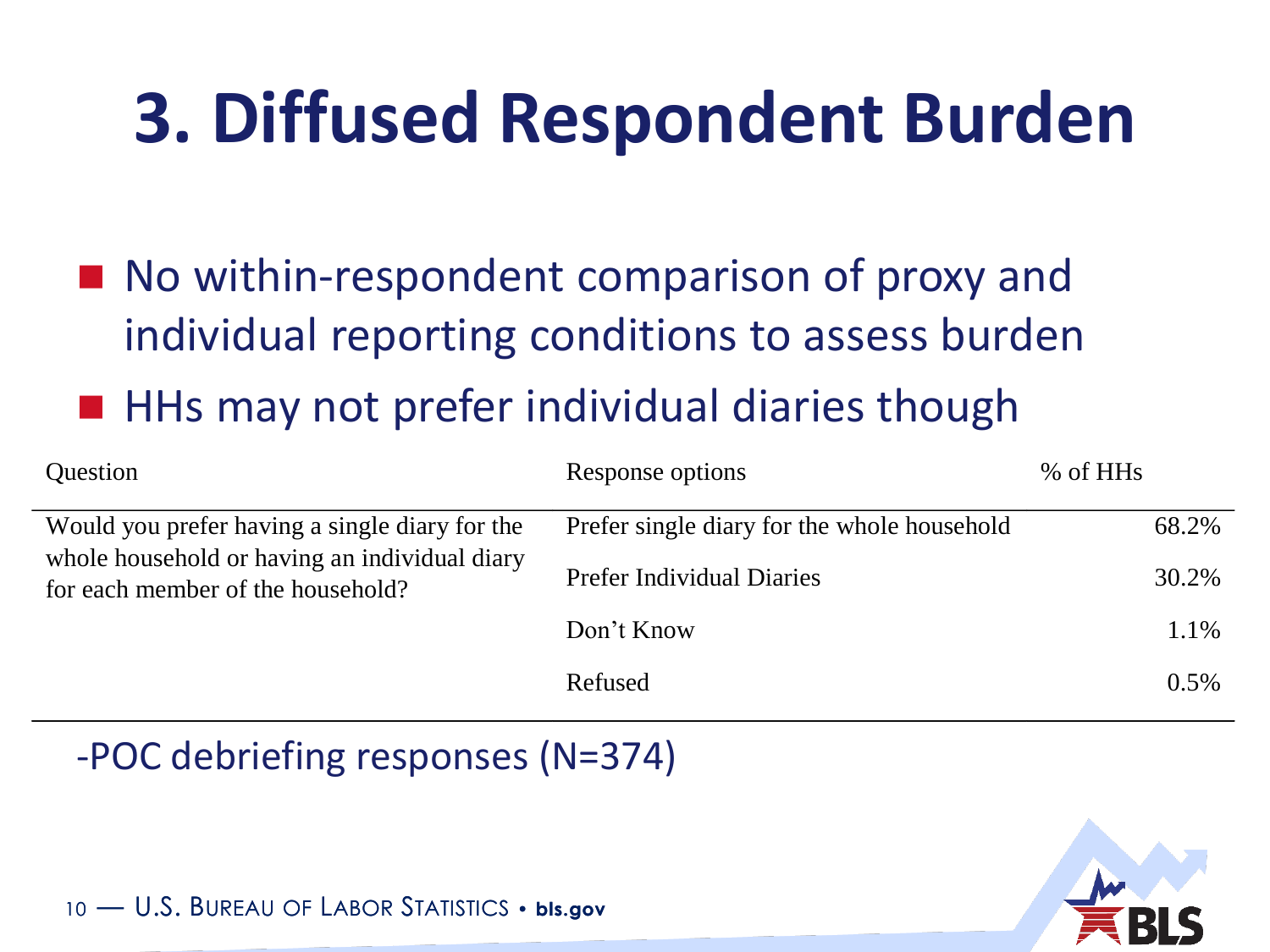# 3. Diffused Respondent Burden

- No within-respondent comparison of proxy and individual reporting conditions to assess burden
- HHs may not prefer individual diaries though

| Question | Response options | % of HHs |
|---|---|---|
| Would you prefer having a single diary for the whole household or having an individual diary for each member of the household? | Prefer single diary for the whole household | 68.2% |
| | Prefer Individual Diaries | 30.2% |
| | Don't Know | 1.1% |
| | Refused | 0.5% |

-POC debriefing responses (N=374)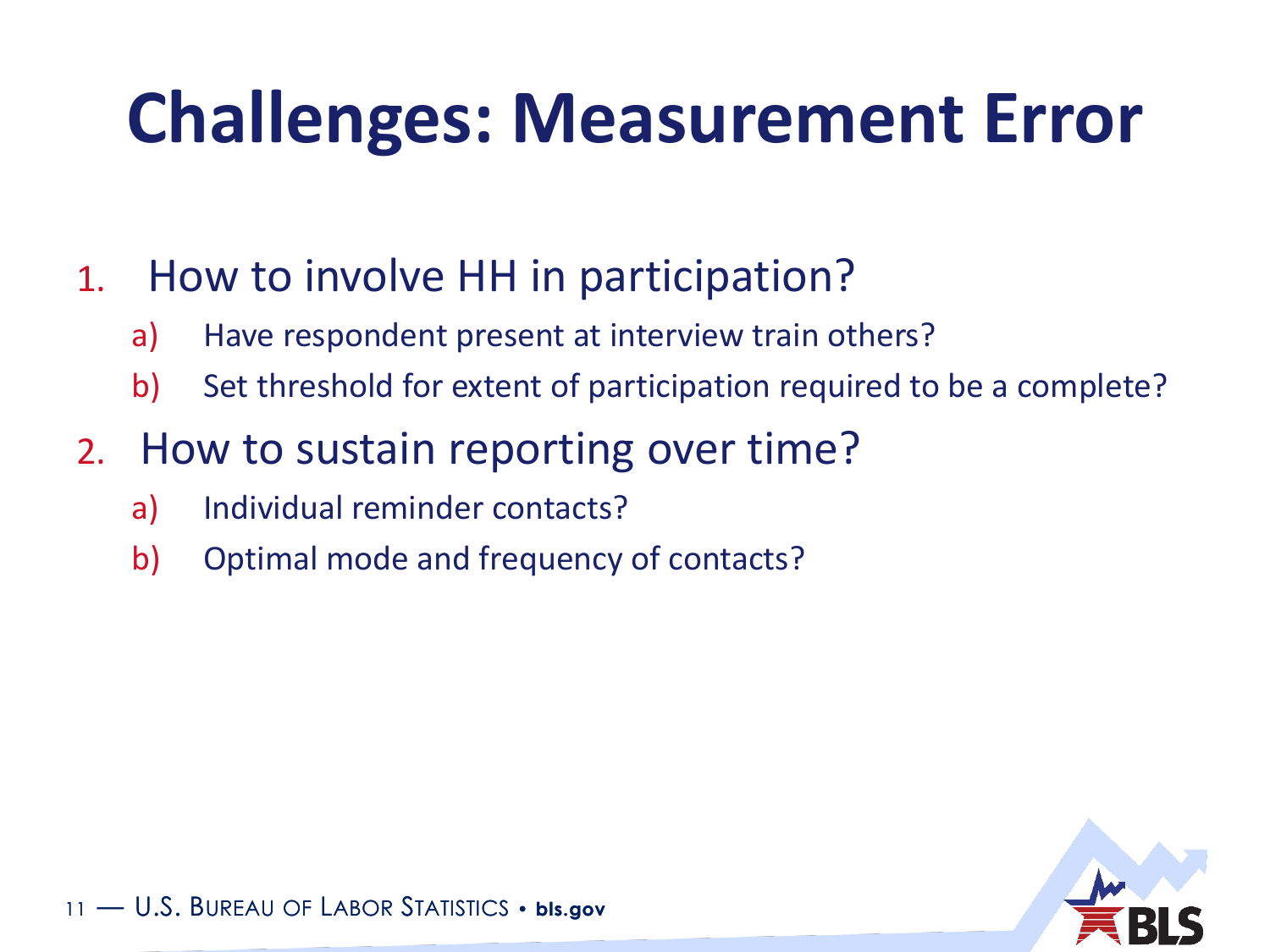# Challenges: Measurement Error

1. How to involve HH in participation?
   a) Have respondent present at interview train others?
   b) Set threshold for extent of participation required to be a complete?
2. How to sustain reporting over time?
   a) Individual reminder contacts?
   b) Optimal mode and frequency of contacts?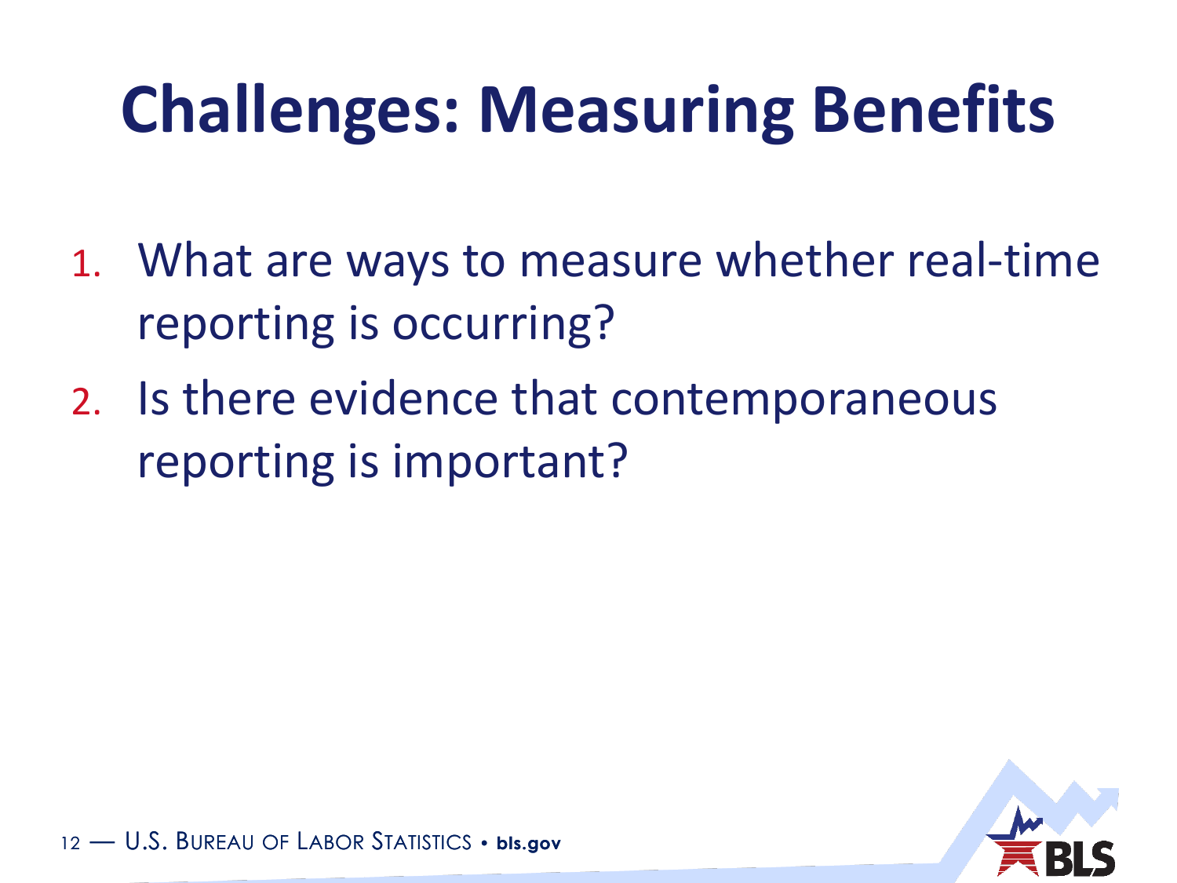# Challenges: Measuring Benefits

1. What are ways to measure whether real-time reporting is occurring?
2. Is there evidence that contemporaneous reporting is important?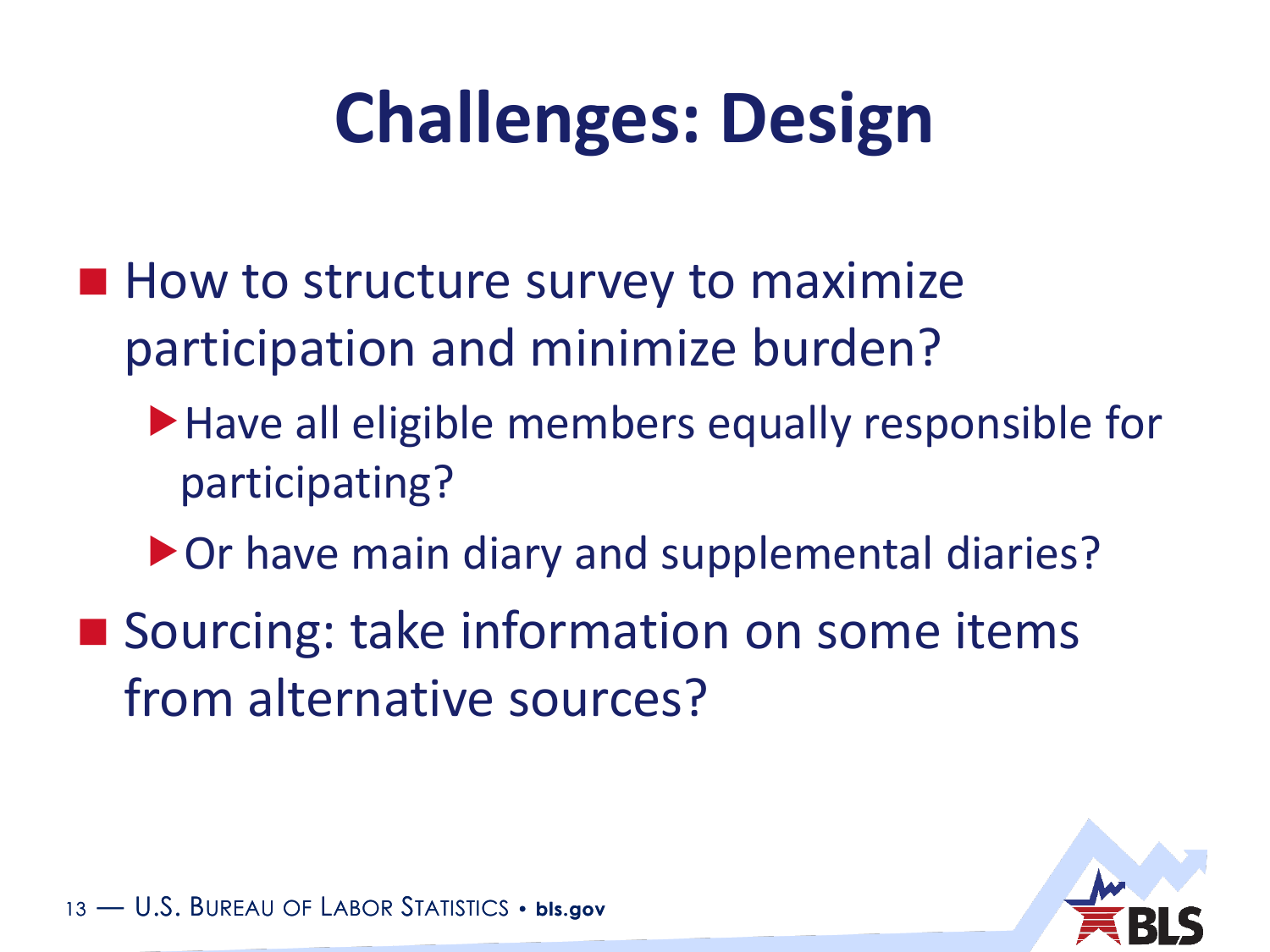# Challenges: Design

- How to structure survey to maximize participation and minimize burden?
  - Have all eligible members equally responsible for participating?
  - Or have main diary and supplemental diaries?
- Sourcing: take information on some items from alternative sources?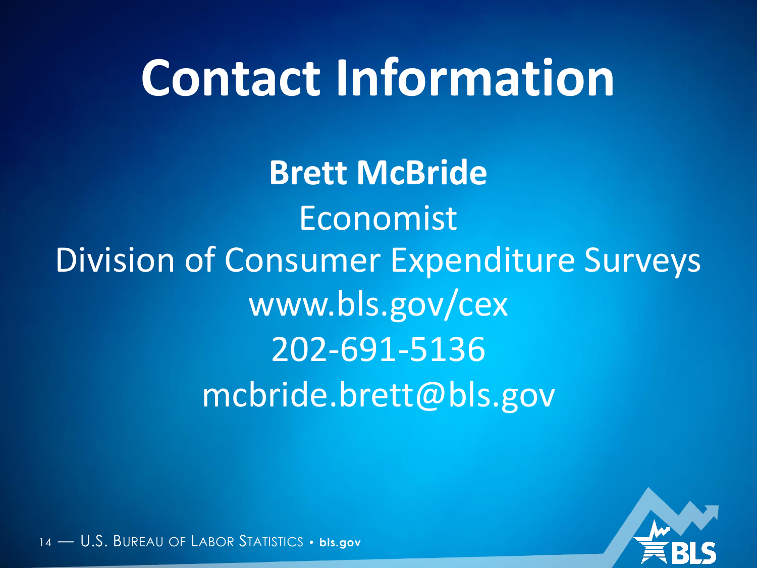# Contact Information

**Brett McBride**

Economist

Division of Consumer Expenditure Surveys

www.bls.gov/cex

202-691-5136

mcbride.brett@bls.gov